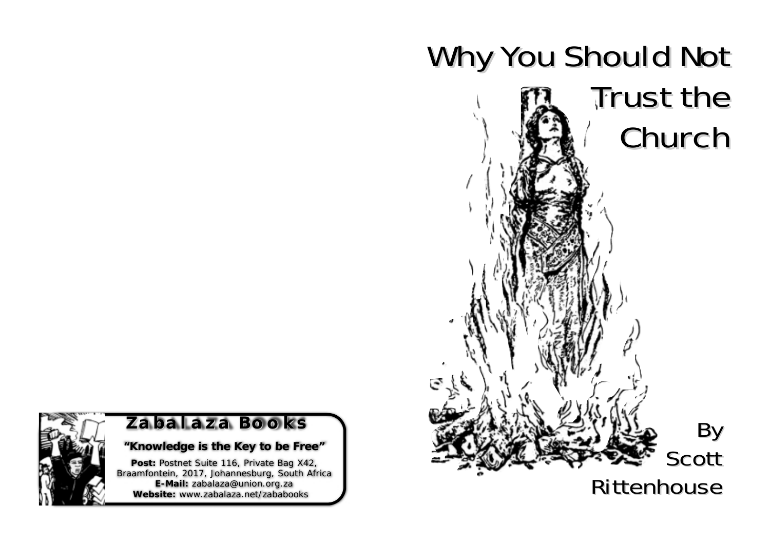# Why You Should Not Trust the Church

By Scott Rittenhouse

**Zabalaza Books**

**"Knowledge is the Key to be Free"**

**Post:** Postnet Suite 116, Private Bag X42, Braamfontein, 2017, Johannesburg, South Africa
**E-Mail:** zabalaza@union.org.za
**Website:** www.zabalaza.net/zababooks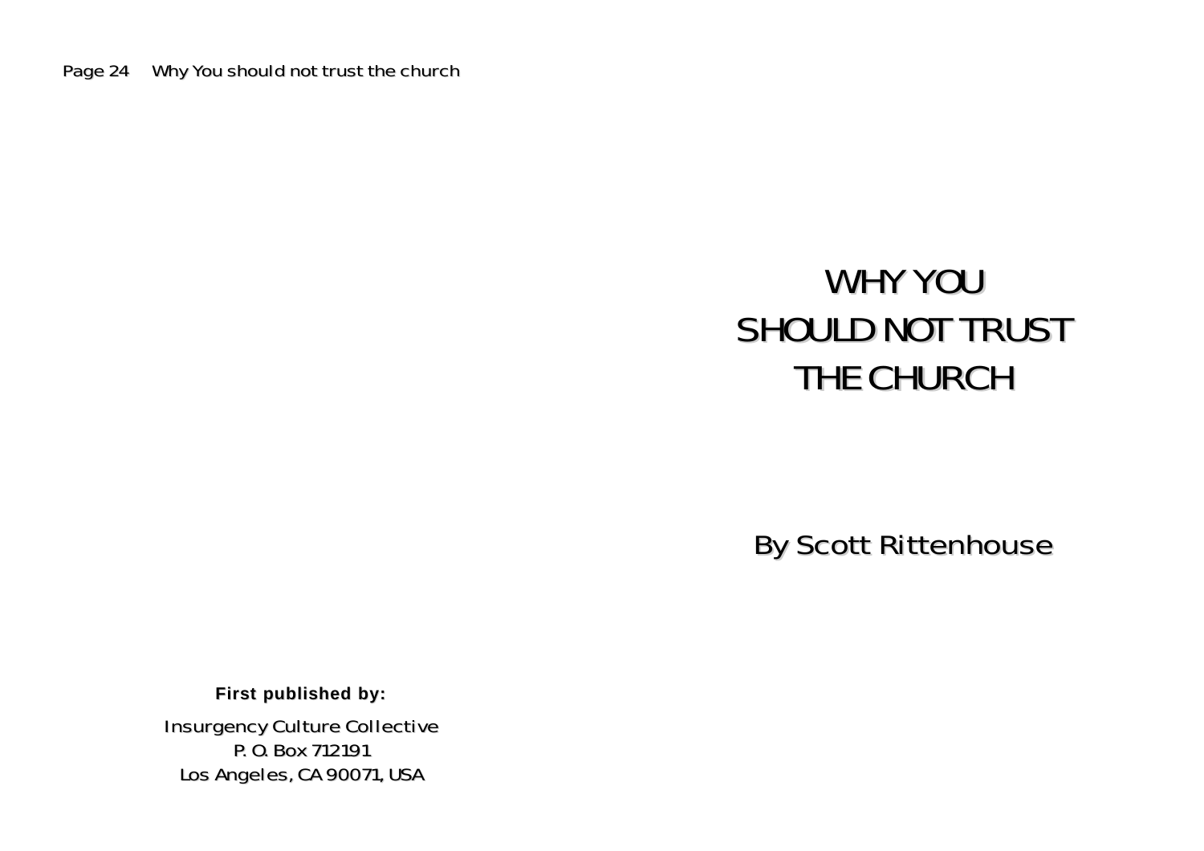# WHY YOU SHOULD NOT TRUST THE CHURCH

By Scott Rittenhouse

**First published by:**

Insurgency Culture Collective
P. O. Box 712191
Los Angeles, CA 90071, USA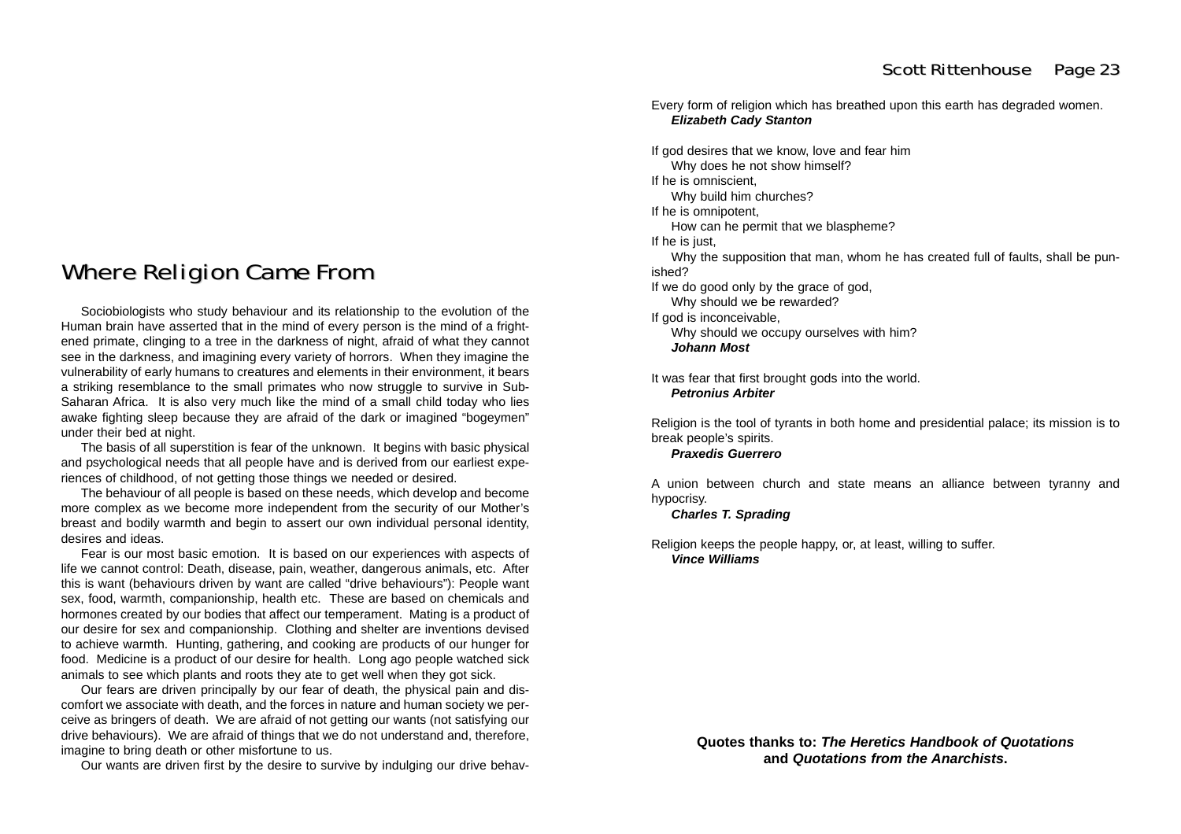# Where Religion Came From

Sociobiologists who study behaviour and its relationship to the evolution of the Human brain have asserted that in the mind of every person is the mind of a frightened primate, clinging to a tree in the darkness of night, afraid of what they cannot see in the darkness, and imagining every variety of horrors. When they imagine the vulnerability of early humans to creatures and elements in their environment, it bears a striking resemblance to the small primates who now struggle to survive in Sub-Saharan Africa. It is also very much like the mind of a small child today who lies awake fighting sleep because they are afraid of the dark or imagined "bogeymen" under their bed at night.

The basis of all superstition is fear of the unknown. It begins with basic physical and psychological needs that all people have and is derived from our earliest experiences of childhood, of not getting those things we needed or desired.

The behaviour of all people is based on these needs, which develop and become more complex as we become more independent from the security of our Mother's breast and bodily warmth and begin to assert our own individual personal identity, desires and ideas.

Fear is our most basic emotion. It is based on our experiences with aspects of life we cannot control: Death, disease, pain, weather, dangerous animals, etc. After this is want (behaviours driven by want are called "drive behaviours"): People want sex, food, warmth, companionship, health etc. These are based on chemicals and hormones created by our bodies that affect our temperament. Mating is a product of our desire for sex and companionship. Clothing and shelter are inventions devised to achieve warmth. Hunting, gathering, and cooking are products of our hunger for food. Medicine is a product of our desire for health. Long ago people watched sick animals to see which plants and roots they ate to get well when they got sick.

Our fears are driven principally by our fear of death, the physical pain and discomfort we associate with death, and the forces in nature and human society we perceive as bringers of death. We are afraid of not getting our wants (not satisfying our drive behaviours). We are afraid of things that we do not understand and, therefore, imagine to bring death or other misfortune to us.

Our wants are driven first by the desire to survive by indulging our drive behav-

Every form of religion which has breathed upon this earth has degraded women.
***Elizabeth Cady Stanton***

If god desires that we know, love and fear him
Why does he not show himself?
If he is omniscient,
Why build him churches?
If he is omnipotent,
How can he permit that we blaspheme?
If he is just,
Why the supposition that man, whom he has created full of faults, shall be punished?
If we do good only by the grace of god,
Why should we be rewarded?
If god is inconceivable,
Why should we occupy ourselves with him?
***Johann Most***

It was fear that first brought gods into the world.
***Petronius Arbiter***

Religion is the tool of tyrants in both home and presidential palace; its mission is to break people's spirits.
***Praxedis Guerrero***

A union between church and state means an alliance between tyranny and hypocrisy.
***Charles T. Sprading***

Religion keeps the people happy, or, at least, willing to suffer.
***Vince Williams***

**Quotes thanks to: *The Heretics Handbook of Quotations* and *Quotations from the Anarchists*.**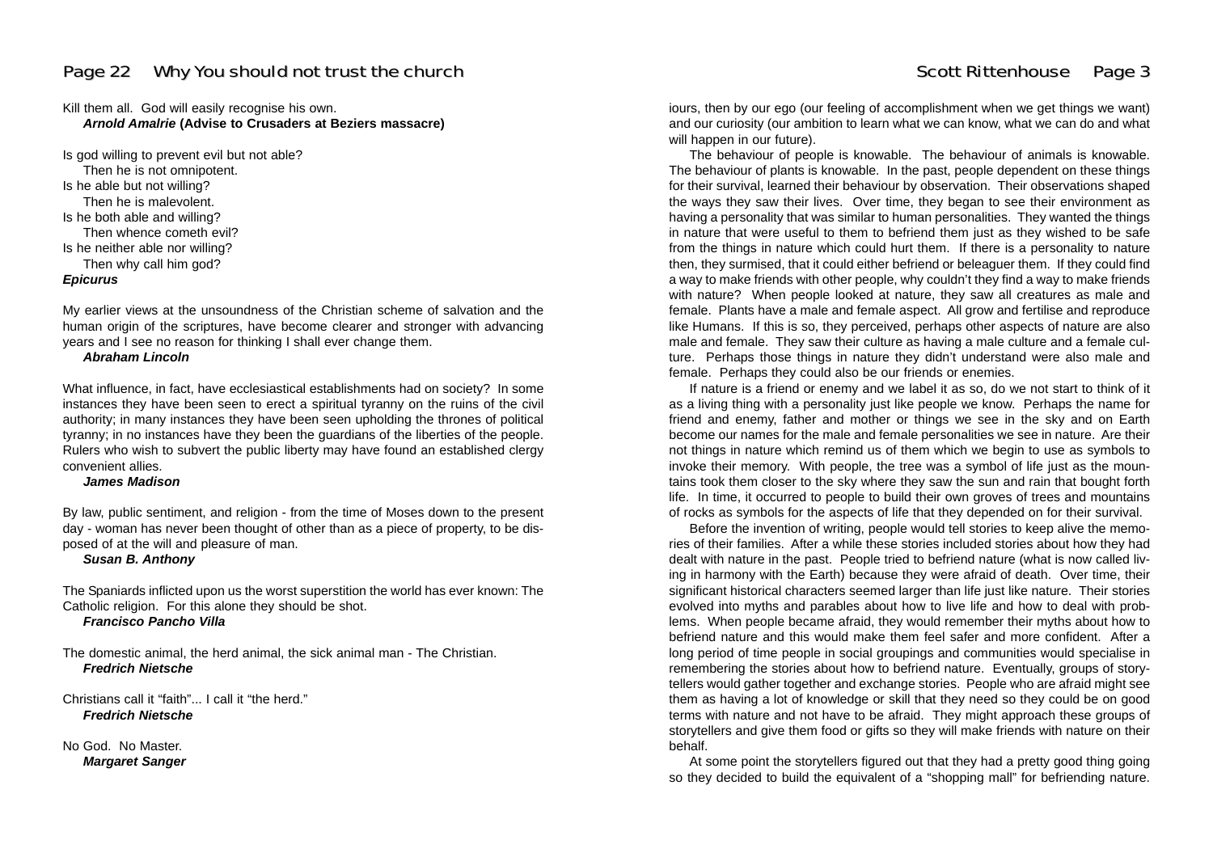Kill them all. God will easily recognise his own.
***Arnold Amalrie* (Advise to Crusaders at Beziers massacre)**

Is god willing to prevent evil but not able?
Then he is not omnipotent.
Is he able but not willing?
Then he is malevolent.
Is he both able and willing?
Then whence cometh evil?
Is he neither able nor willing?
Then why call him god?
***Epicurus***

My earlier views at the unsoundness of the Christian scheme of salvation and the human origin of the scriptures, have become clearer and stronger with advancing years and I see no reason for thinking I shall ever change them.
***Abraham Lincoln***

What influence, in fact, have ecclesiastical establishments had on society? In some instances they have been seen to erect a spiritual tyranny on the ruins of the civil authority; in many instances they have been seen upholding the thrones of political tyranny; in no instances have they been the guardians of the liberties of the people. Rulers who wish to subvert the public liberty may have found an established clergy convenient allies.
***James Madison***

By law, public sentiment, and religion - from the time of Moses down to the present day - woman has never been thought of other than as a piece of property, to be disposed of at the will and pleasure of man.
***Susan B. Anthony***

The Spaniards inflicted upon us the worst superstition the world has ever known: The Catholic religion. For this alone they should be shot.
***Francisco Pancho Villa***

The domestic animal, the herd animal, the sick animal man - The Christian.
***Fredrich Nietsche***

Christians call it "faith"... I call it "the herd."
***Fredrich Nietsche***

No God. No Master.
***Margaret Sanger***

iours, then by our ego (our feeling of accomplishment when we get things we want) and our curiosity (our ambition to learn what we can know, what we can do and what will happen in our future).

The behaviour of people is knowable. The behaviour of animals is knowable. The behaviour of plants is knowable. In the past, people dependent on these things for their survival, learned their behaviour by observation. Their observations shaped the ways they saw their lives. Over time, they began to see their environment as having a personality that was similar to human personalities. They wanted the things in nature that were useful to them to befriend them just as they wished to be safe from the things in nature which could hurt them. If there is a personality to nature then, they surmised, that it could either befriend or beleaguer them. If they could find a way to make friends with other people, why couldn't they find a way to make friends with nature? When people looked at nature, they saw all creatures as male and female. Plants have a male and female aspect. All grow and fertilise and reproduce like Humans. If this is so, they perceived, perhaps other aspects of nature are also male and female. They saw their culture as having a male culture and a female culture. Perhaps those things in nature they didn't understand were also male and female. Perhaps they could also be our friends or enemies.

If nature is a friend or enemy and we label it as so, do we not start to think of it as a living thing with a personality just like people we know. Perhaps the name for friend and enemy, father and mother or things we see in the sky and on Earth become our names for the male and female personalities we see in nature. Are their not things in nature which remind us of them which we begin to use as symbols to invoke their memory. With people, the tree was a symbol of life just as the mountains took them closer to the sky where they saw the sun and rain that bought forth life. In time, it occurred to people to build their own groves of trees and mountains of rocks as symbols for the aspects of life that they depended on for their survival.

Before the invention of writing, people would tell stories to keep alive the memories of their families. After a while these stories included stories about how they had dealt with nature in the past. People tried to befriend nature (what is now called living in harmony with the Earth) because they were afraid of death. Over time, their significant historical characters seemed larger than life just like nature. Their stories evolved into myths and parables about how to live life and how to deal with problems. When people became afraid, they would remember their myths about how to befriend nature and this would make them feel safer and more confident. After a long period of time people in social groupings and communities would specialise in remembering the stories about how to befriend nature. Eventually, groups of storytellers would gather together and exchange stories. People who are afraid might see them as having a lot of knowledge or skill that they need so they could be on good terms with nature and not have to be afraid. They might approach these groups of storytellers and give them food or gifts so they will make friends with nature on their behalf.

At some point the storytellers figured out that they had a pretty good thing going so they decided to build the equivalent of a "shopping mall" for befriending nature.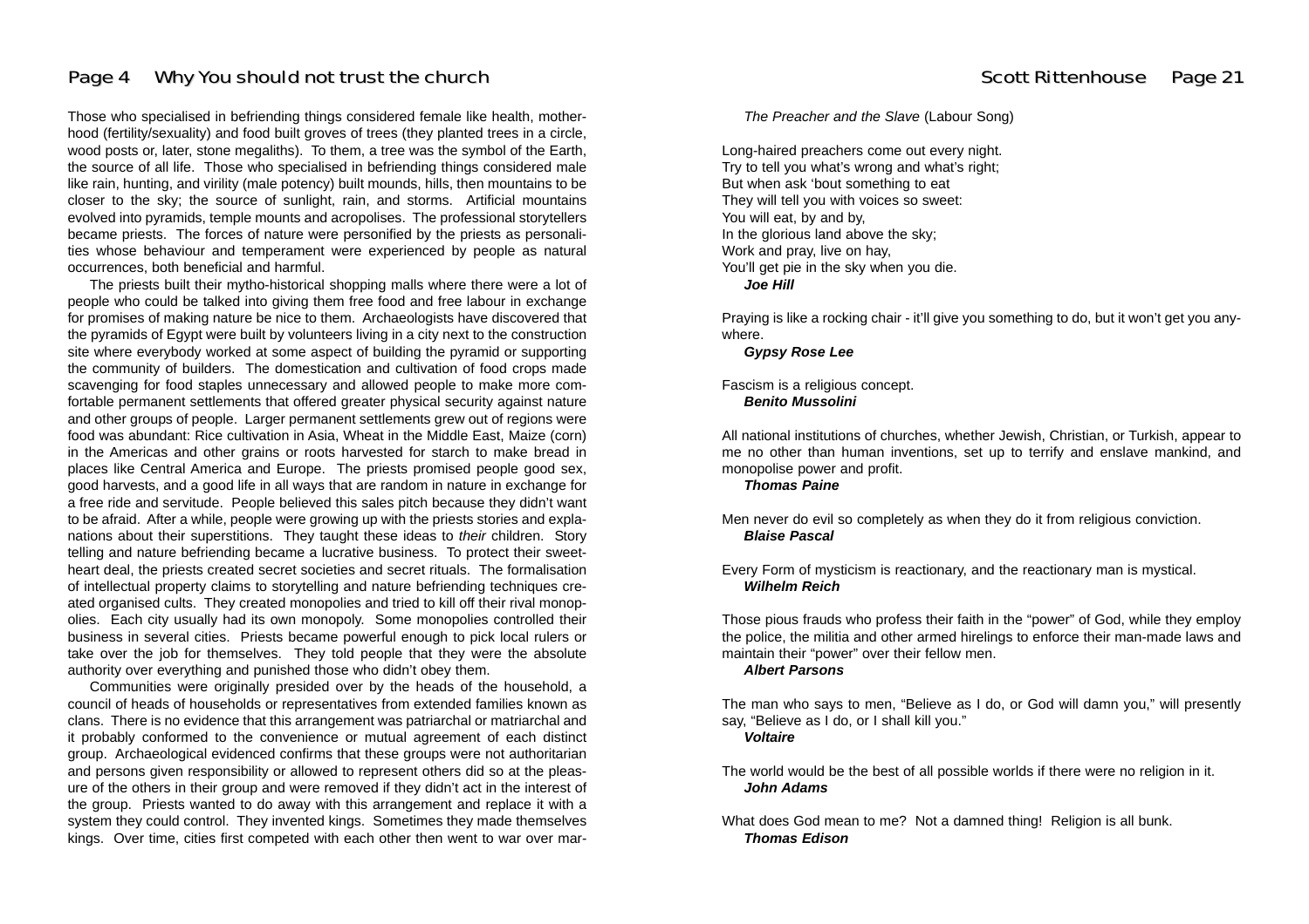Those who specialised in befriending things considered female like health, motherhood (fertility/sexuality) and food built groves of trees (they planted trees in a circle, wood posts or, later, stone megaliths). To them, a tree was the symbol of the Earth, the source of all life. Those who specialised in befriending things considered male like rain, hunting, and virility (male potency) built mounds, hills, then mountains to be closer to the sky; the source of sunlight, rain, and storms. Artificial mountains evolved into pyramids, temple mounts and acropolises. The professional storytellers became priests. The forces of nature were personified by the priests as personalities whose behaviour and temperament were experienced by people as natural occurrences, both beneficial and harmful.

The priests built their mytho-historical shopping malls where there were a lot of people who could be talked into giving them free food and free labour in exchange for promises of making nature be nice to them. Archaeologists have discovered that the pyramids of Egypt were built by volunteers living in a city next to the construction site where everybody worked at some aspect of building the pyramid or supporting the community of builders. The domestication and cultivation of food crops made scavenging for food staples unnecessary and allowed people to make more comfortable permanent settlements that offered greater physical security against nature and other groups of people. Larger permanent settlements grew out of regions were food was abundant: Rice cultivation in Asia, Wheat in the Middle East, Maize (corn) in the Americas and other grains or roots harvested for starch to make bread in places like Central America and Europe. The priests promised people good sex, good harvests, and a good life in all ways that are random in nature in exchange for a free ride and servitude. People believed this sales pitch because they didn't want to be afraid. After a while, people were growing up with the priests stories and explanations about their superstitions. They taught these ideas to *their* children. Story telling and nature befriending became a lucrative business. To protect their sweetheart deal, the priests created secret societies and secret rituals. The formalisation of intellectual property claims to storytelling and nature befriending techniques created organised cults. They created monopolies and tried to kill off their rival monopolies. Each city usually had its own monopoly. Some monopolies controlled their business in several cities. Priests became powerful enough to pick local rulers or take over the job for themselves. They told people that they were the absolute authority over everything and punished those who didn't obey them.

Communities were originally presided over by the heads of the household, a council of heads of households or representatives from extended families known as clans. There is no evidence that this arrangement was patriarchal or matriarchal and it probably conformed to the convenience or mutual agreement of each distinct group. Archaeological evidenced confirms that these groups were not authoritarian and persons given responsibility or allowed to represent others did so at the pleasure of the others in their group and were removed if they didn't act in the interest of the group. Priests wanted to do away with this arrangement and replace it with a system they could control. They invented kings. Sometimes they made themselves kings. Over time, cities first competed with each other then went to war over mar-

*The Preacher and the Slave* (Labour Song)

Long-haired preachers come out every night.
Try to tell you what's wrong and what's right;
But when ask 'bout something to eat
They will tell you with voices so sweet:
You will eat, by and by,
In the glorious land above the sky;
Work and pray, live on hay,
You'll get pie in the sky when you die.
***Joe Hill***

Praying is like a rocking chair - it'll give you something to do, but it won't get you anywhere.
***Gypsy Rose Lee***

Fascism is a religious concept.
***Benito Mussolini***

All national institutions of churches, whether Jewish, Christian, or Turkish, appear to me no other than human inventions, set up to terrify and enslave mankind, and monopolise power and profit.
***Thomas Paine***

Men never do evil so completely as when they do it from religious conviction.
***Blaise Pascal***

Every Form of mysticism is reactionary, and the reactionary man is mystical.
***Wilhelm Reich***

Those pious frauds who profess their faith in the "power" of God, while they employ the police, the militia and other armed hirelings to enforce their man-made laws and maintain their "power" over their fellow men.
***Albert Parsons***

The man who says to men, "Believe as I do, or God will damn you," will presently say, "Believe as I do, or I shall kill you."
***Voltaire***

The world would be the best of all possible worlds if there were no religion in it.
***John Adams***

What does God mean to me? Not a damned thing! Religion is all bunk.
***Thomas Edison***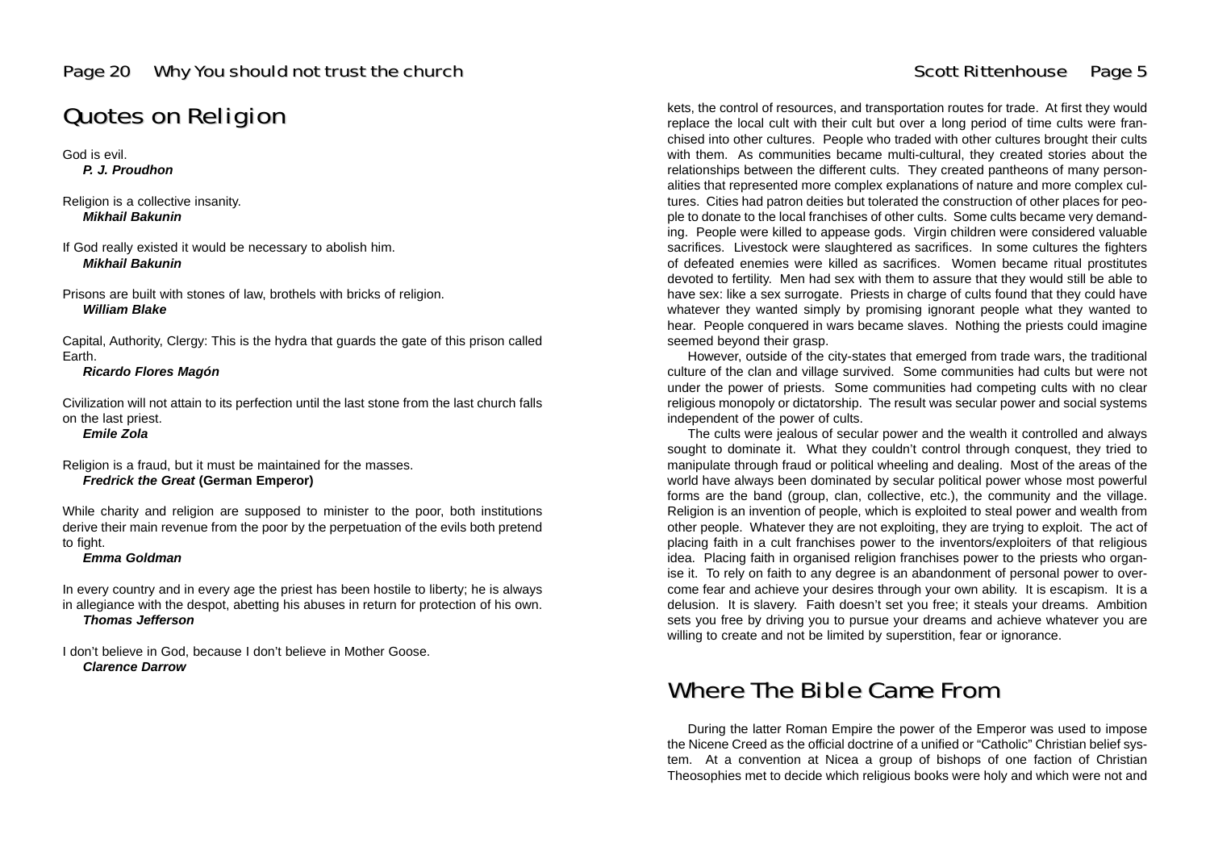## Quotes on Religion

God is evil.
***P. J. Proudhon***

Religion is a collective insanity.
***Mikhail Bakunin***

If God really existed it would be necessary to abolish him.
***Mikhail Bakunin***

Prisons are built with stones of law, brothels with bricks of religion.
***William Blake***

Capital, Authority, Clergy: This is the hydra that guards the gate of this prison called Earth.
***Ricardo Flores Magón***

Civilization will not attain to its perfection until the last stone from the last church falls on the last priest.
***Emile Zola***

Religion is a fraud, but it must be maintained for the masses.
***Fredrick the Great* (German Emperor)**

While charity and religion are supposed to minister to the poor, both institutions derive their main revenue from the poor by the perpetuation of the evils both pretend to fight.
***Emma Goldman***

In every country and in every age the priest has been hostile to liberty; he is always in allegiance with the despot, abetting his abuses in return for protection of his own.
***Thomas Jefferson***

I don't believe in God, because I don't believe in Mother Goose.
***Clarence Darrow***

kets, the control of resources, and transportation routes for trade. At first they would replace the local cult with their cult but over a long period of time cults were franchised into other cultures. People who traded with other cultures brought their cults with them. As communities became multi-cultural, they created stories about the relationships between the different cults. They created pantheons of many personalities that represented more complex explanations of nature and more complex cultures. Cities had patron deities but tolerated the construction of other places for people to donate to the local franchises of other cults. Some cults became very demanding. People were killed to appease gods. Virgin children were considered valuable sacrifices. Livestock were slaughtered as sacrifices. In some cultures the fighters of defeated enemies were killed as sacrifices. Women became ritual prostitutes devoted to fertility. Men had sex with them to assure that they would still be able to have sex: like a sex surrogate. Priests in charge of cults found that they could have whatever they wanted simply by promising ignorant people what they wanted to hear. People conquered in wars became slaves. Nothing the priests could imagine seemed beyond their grasp.

However, outside of the city-states that emerged from trade wars, the traditional culture of the clan and village survived. Some communities had cults but were not under the power of priests. Some communities had competing cults with no clear religious monopoly or dictatorship. The result was secular power and social systems independent of the power of cults.

The cults were jealous of secular power and the wealth it controlled and always sought to dominate it. What they couldn't control through conquest, they tried to manipulate through fraud or political wheeling and dealing. Most of the areas of the world have always been dominated by secular political power whose most powerful forms are the band (group, clan, collective, etc.), the community and the village. Religion is an invention of people, which is exploited to steal power and wealth from other people. Whatever they are not exploiting, they are trying to exploit. The act of placing faith in a cult franchises power to the inventors/exploiters of that religious idea. Placing faith in organised religion franchises power to the priests who organise it. To rely on faith to any degree is an abandonment of personal power to overcome fear and achieve your desires through your own ability. It is escapism. It is a delusion. It is slavery. Faith doesn't set you free; it steals your dreams. Ambition sets you free by driving you to pursue your dreams and achieve whatever you are willing to create and not be limited by superstition, fear or ignorance.

## Where The Bible Came From

During the latter Roman Empire the power of the Emperor was used to impose the Nicene Creed as the official doctrine of a unified or "Catholic" Christian belief system. At a convention at Nicea a group of bishops of one faction of Christian Theosophies met to decide which religious books were holy and which were not and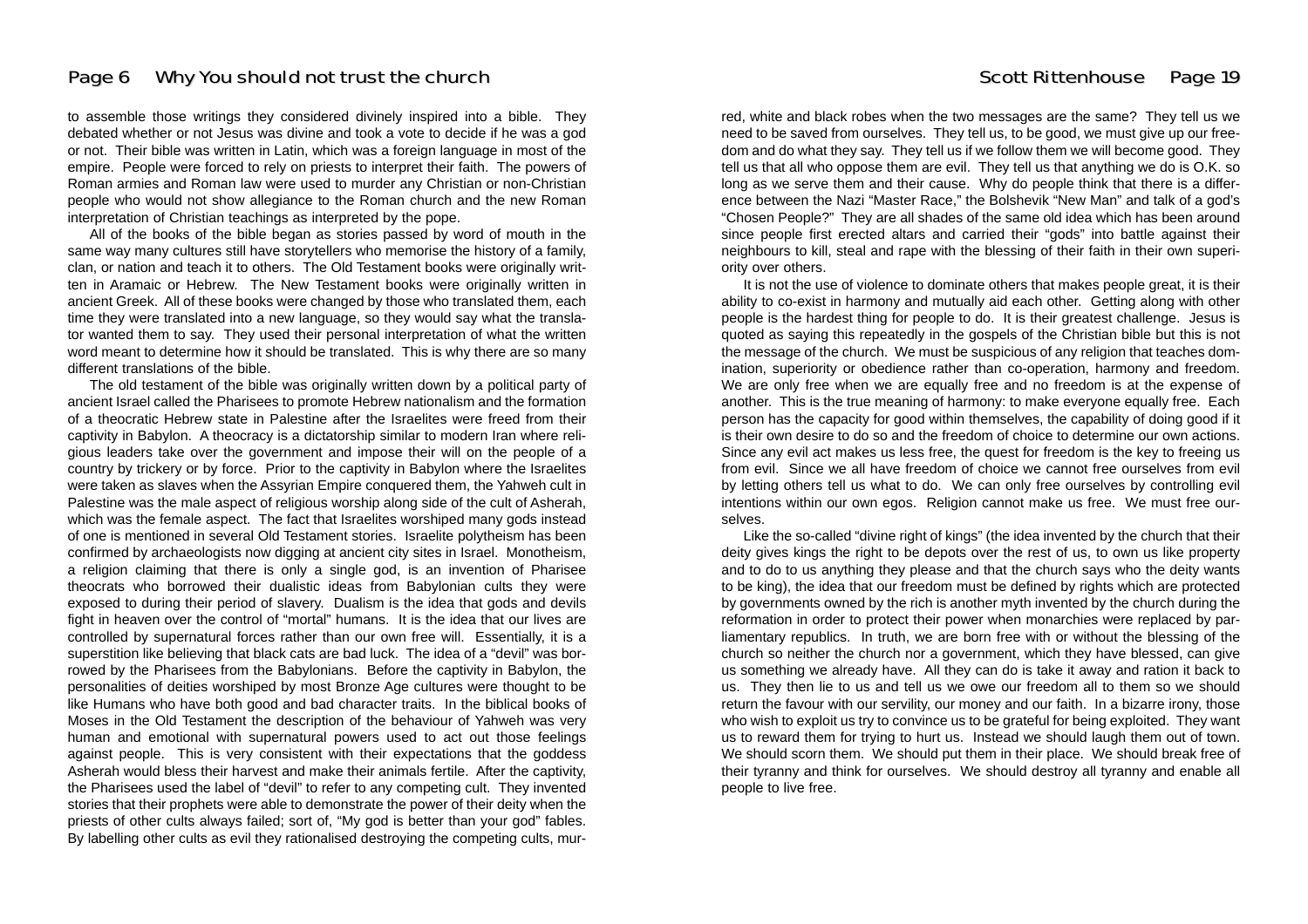to assemble those writings they considered divinely inspired into a bible. They debated whether or not Jesus was divine and took a vote to decide if he was a god or not. Their bible was written in Latin, which was a foreign language in most of the empire. People were forced to rely on priests to interpret their faith. The powers of Roman armies and Roman law were used to murder any Christian or non-Christian people who would not show allegiance to the Roman church and the new Roman interpretation of Christian teachings as interpreted by the pope.

All of the books of the bible began as stories passed by word of mouth in the same way many cultures still have storytellers who memorise the history of a family, clan, or nation and teach it to others. The Old Testament books were originally written in Aramaic or Hebrew. The New Testament books were originally written in ancient Greek. All of these books were changed by those who translated them, each time they were translated into a new language, so they would say what the translator wanted them to say. They used their personal interpretation of what the written word meant to determine how it should be translated. This is why there are so many different translations of the bible.

The old testament of the bible was originally written down by a political party of ancient Israel called the Pharisees to promote Hebrew nationalism and the formation of a theocratic Hebrew state in Palestine after the Israelites were freed from their captivity in Babylon. A theocracy is a dictatorship similar to modern Iran where religious leaders take over the government and impose their will on the people of a country by trickery or by force. Prior to the captivity in Babylon where the Israelites were taken as slaves when the Assyrian Empire conquered them, the Yahweh cult in Palestine was the male aspect of religious worship along side of the cult of Asherah, which was the female aspect. The fact that Israelites worshiped many gods instead of one is mentioned in several Old Testament stories. Israelite polytheism has been confirmed by archaeologists now digging at ancient city sites in Israel. Monotheism, a religion claiming that there is only a single god, is an invention of Pharisee theocrats who borrowed their dualistic ideas from Babylonian cults they were exposed to during their period of slavery. Dualism is the idea that gods and devils fight in heaven over the control of "mortal" humans. It is the idea that our lives are controlled by supernatural forces rather than our own free will. Essentially, it is a superstition like believing that black cats are bad luck. The idea of a "devil" was borrowed by the Pharisees from the Babylonians. Before the captivity in Babylon, the personalities of deities worshiped by most Bronze Age cultures were thought to be like Humans who have both good and bad character traits. In the biblical books of Moses in the Old Testament the description of the behaviour of Yahweh was very human and emotional with supernatural powers used to act out those feelings against people. This is very consistent with their expectations that the goddess Asherah would bless their harvest and make their animals fertile. After the captivity, the Pharisees used the label of "devil" to refer to any competing cult. They invented stories that their prophets were able to demonstrate the power of their deity when the priests of other cults always failed; sort of, "My god is better than your god" fables. By labelling other cults as evil they rationalised destroying the competing cults, mur-

red, white and black robes when the two messages are the same? They tell us we need to be saved from ourselves. They tell us, to be good, we must give up our freedom and do what they say. They tell us if we follow them we will become good. They tell us that all who oppose them are evil. They tell us that anything we do is O.K. so long as we serve them and their cause. Why do people think that there is a difference between the Nazi "Master Race," the Bolshevik "New Man" and talk of a god's "Chosen People?" They are all shades of the same old idea which has been around since people first erected altars and carried their "gods" into battle against their neighbours to kill, steal and rape with the blessing of their faith in their own superiority over others.

It is not the use of violence to dominate others that makes people great, it is their ability to co-exist in harmony and mutually aid each other. Getting along with other people is the hardest thing for people to do. It is their greatest challenge. Jesus is quoted as saying this repeatedly in the gospels of the Christian bible but this is not the message of the church. We must be suspicious of any religion that teaches domination, superiority or obedience rather than co-operation, harmony and freedom. We are only free when we are equally free and no freedom is at the expense of another. This is the true meaning of harmony: to make everyone equally free. Each person has the capacity for good within themselves, the capability of doing good if it is their own desire to do so and the freedom of choice to determine our own actions. Since any evil act makes us less free, the quest for freedom is the key to freeing us from evil. Since we all have freedom of choice we cannot free ourselves from evil by letting others tell us what to do. We can only free ourselves by controlling evil intentions within our own egos. Religion cannot make us free. We must free ourselves.

Like the so-called "divine right of kings" (the idea invented by the church that their deity gives kings the right to be depots over the rest of us, to own us like property and to do to us anything they please and that the church says who the deity wants to be king), the idea that our freedom must be defined by rights which are protected by governments owned by the rich is another myth invented by the church during the reformation in order to protect their power when monarchies were replaced by parliamentary republics. In truth, we are born free with or without the blessing of the church so neither the church nor a government, which they have blessed, can give us something we already have. All they can do is take it away and ration it back to us. They then lie to us and tell us we owe our freedom all to them so we should return the favour with our servility, our money and our faith. In a bizarre irony, those who wish to exploit us try to convince us to be grateful for being exploited. They want us to reward them for trying to hurt us. Instead we should laugh them out of town. We should scorn them. We should put them in their place. We should break free of their tyranny and think for ourselves. We should destroy all tyranny and enable all people to live free.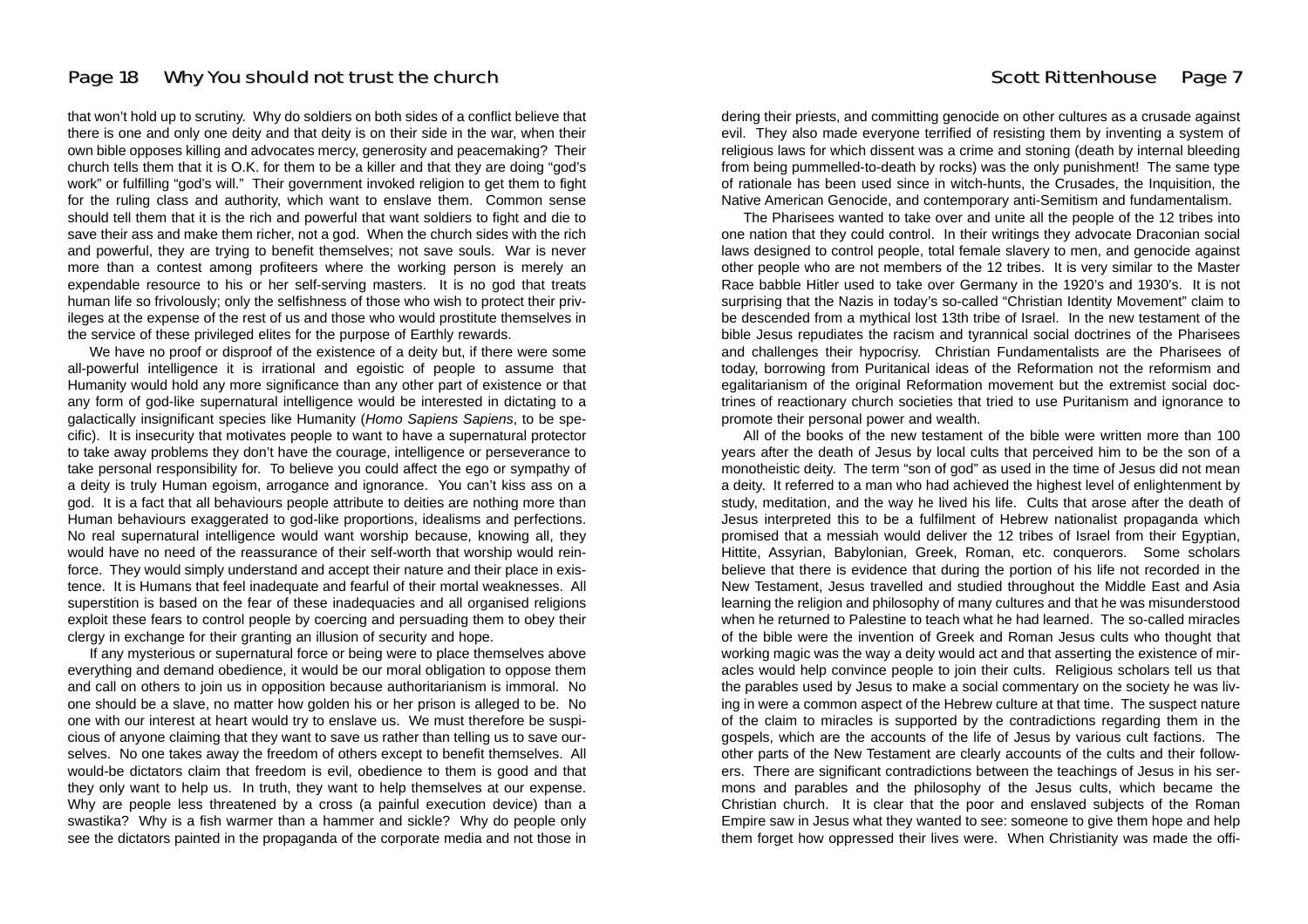that won't hold up to scrutiny. Why do soldiers on both sides of a conflict believe that there is one and only one deity and that deity is on their side in the war, when their own bible opposes killing and advocates mercy, generosity and peacemaking? Their church tells them that it is O.K. for them to be a killer and that they are doing "god's work" or fulfilling "god's will." Their government invoked religion to get them to fight for the ruling class and authority, which want to enslave them. Common sense should tell them that it is the rich and powerful that want soldiers to fight and die to save their ass and make them richer, not a god. When the church sides with the rich and powerful, they are trying to benefit themselves; not save souls. War is never more than a contest among profiteers where the working person is merely an expendable resource to his or her self-serving masters. It is no god that treats human life so frivolously; only the selfishness of those who wish to protect their privileges at the expense of the rest of us and those who would prostitute themselves in the service of these privileged elites for the purpose of Earthly rewards.

We have no proof or disproof of the existence of a deity but, if there were some all-powerful intelligence it is irrational and egoistic of people to assume that Humanity would hold any more significance than any other part of existence or that any form of god-like supernatural intelligence would be interested in dictating to a galactically insignificant species like Humanity (*Homo Sapiens Sapiens*, to be specific). It is insecurity that motivates people to want to have a supernatural protector to take away problems they don't have the courage, intelligence or perseverance to take personal responsibility for. To believe you could affect the ego or sympathy of a deity is truly Human egoism, arrogance and ignorance. You can't kiss ass on a god. It is a fact that all behaviours people attribute to deities are nothing more than Human behaviours exaggerated to god-like proportions, idealisms and perfections. No real supernatural intelligence would want worship because, knowing all, they would have no need of the reassurance of their self-worth that worship would reinforce. They would simply understand and accept their nature and their place in existence. It is Humans that feel inadequate and fearful of their mortal weaknesses. All superstition is based on the fear of these inadequacies and all organised religions exploit these fears to control people by coercing and persuading them to obey their clergy in exchange for their granting an illusion of security and hope.

If any mysterious or supernatural force or being were to place themselves above everything and demand obedience, it would be our moral obligation to oppose them and call on others to join us in opposition because authoritarianism is immoral. No one should be a slave, no matter how golden his or her prison is alleged to be. No one with our interest at heart would try to enslave us. We must therefore be suspicious of anyone claiming that they want to save us rather than telling us to save ourselves. No one takes away the freedom of others except to benefit themselves. All would-be dictators claim that freedom is evil, obedience to them is good and that they only want to help us. In truth, they want to help themselves at our expense. Why are people less threatened by a cross (a painful execution device) than a swastika? Why is a fish warmer than a hammer and sickle? Why do people only see the dictators painted in the propaganda of the corporate media and not those in

dering their priests, and committing genocide on other cultures as a crusade against evil. They also made everyone terrified of resisting them by inventing a system of religious laws for which dissent was a crime and stoning (death by internal bleeding from being pummelled-to-death by rocks) was the only punishment! The same type of rationale has been used since in witch-hunts, the Crusades, the Inquisition, the Native American Genocide, and contemporary anti-Semitism and fundamentalism.

The Pharisees wanted to take over and unite all the people of the 12 tribes into one nation that they could control. In their writings they advocate Draconian social laws designed to control people, total female slavery to men, and genocide against other people who are not members of the 12 tribes. It is very similar to the Master Race babble Hitler used to take over Germany in the 1920's and 1930's. It is not surprising that the Nazis in today's so-called "Christian Identity Movement" claim to be descended from a mythical lost 13th tribe of Israel. In the new testament of the bible Jesus repudiates the racism and tyrannical social doctrines of the Pharisees and challenges their hypocrisy. Christian Fundamentalists are the Pharisees of today, borrowing from Puritanical ideas of the Reformation not the reformism and egalitarianism of the original Reformation movement but the extremist social doctrines of reactionary church societies that tried to use Puritanism and ignorance to promote their personal power and wealth.

All of the books of the new testament of the bible were written more than 100 years after the death of Jesus by local cults that perceived him to be the son of a monotheistic deity. The term "son of god" as used in the time of Jesus did not mean a deity. It referred to a man who had achieved the highest level of enlightenment by study, meditation, and the way he lived his life. Cults that arose after the death of Jesus interpreted this to be a fulfilment of Hebrew nationalist propaganda which promised that a messiah would deliver the 12 tribes of Israel from their Egyptian, Hittite, Assyrian, Babylonian, Greek, Roman, etc. conquerors. Some scholars believe that there is evidence that during the portion of his life not recorded in the New Testament, Jesus travelled and studied throughout the Middle East and Asia learning the religion and philosophy of many cultures and that he was misunderstood when he returned to Palestine to teach what he had learned. The so-called miracles of the bible were the invention of Greek and Roman Jesus cults who thought that working magic was the way a deity would act and that asserting the existence of miracles would help convince people to join their cults. Religious scholars tell us that the parables used by Jesus to make a social commentary on the society he was living in were a common aspect of the Hebrew culture at that time. The suspect nature of the claim to miracles is supported by the contradictions regarding them in the gospels, which are the accounts of the life of Jesus by various cult factions. The other parts of the New Testament are clearly accounts of the cults and their followers. There are significant contradictions between the teachings of Jesus in his sermons and parables and the philosophy of the Jesus cults, which became the Christian church. It is clear that the poor and enslaved subjects of the Roman Empire saw in Jesus what they wanted to see: someone to give them hope and help them forget how oppressed their lives were. When Christianity was made the offi-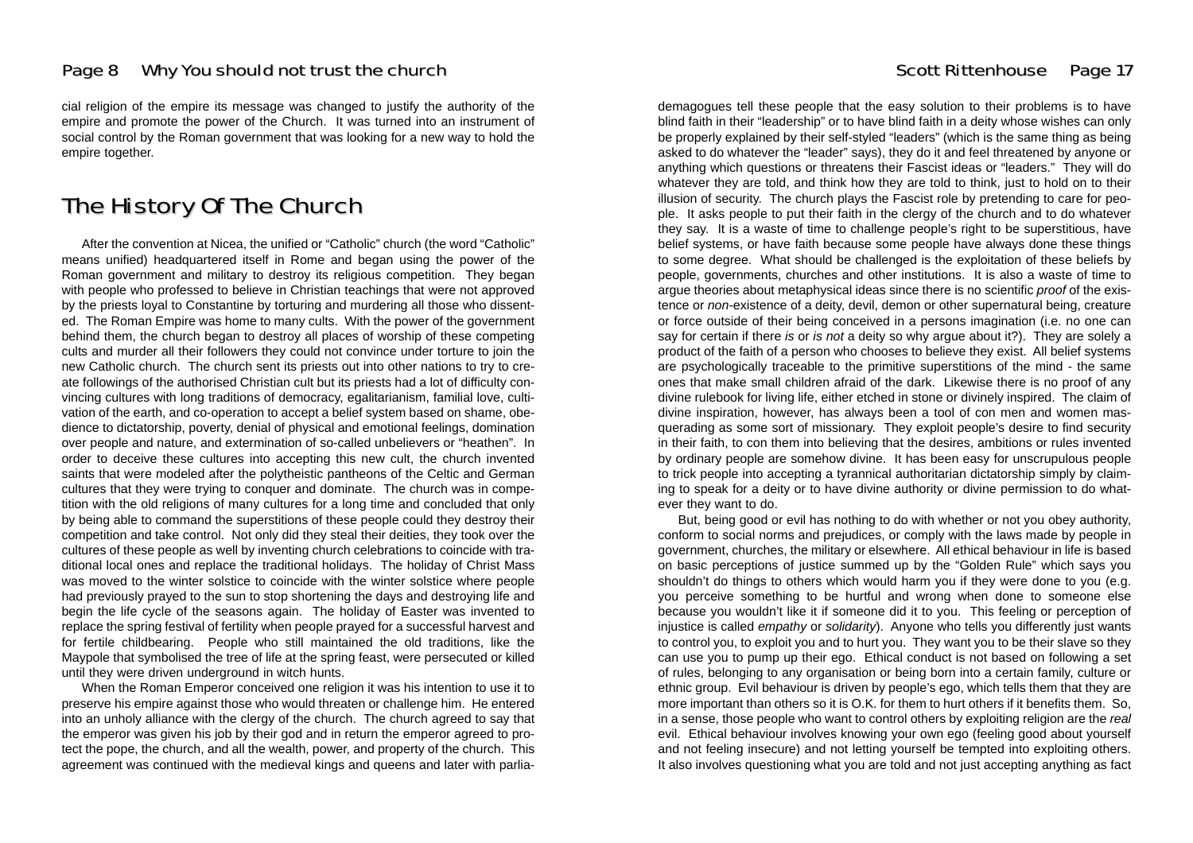cial religion of the empire its message was changed to justify the authority of the empire and promote the power of the Church. It was turned into an instrument of social control by the Roman government that was looking for a new way to hold the empire together.

## The History Of The Church

After the convention at Nicea, the unified or "Catholic" church (the word "Catholic" means unified) headquartered itself in Rome and began using the power of the Roman government and military to destroy its religious competition. They began with people who professed to believe in Christian teachings that were not approved by the priests loyal to Constantine by torturing and murdering all those who dissented. The Roman Empire was home to many cults. With the power of the government behind them, the church began to destroy all places of worship of these competing cults and murder all their followers they could not convince under torture to join the new Catholic church. The church sent its priests out into other nations to try to create followings of the authorised Christian cult but its priests had a lot of difficulty convincing cultures with long traditions of democracy, egalitarianism, familial love, cultivation of the earth, and co-operation to accept a belief system based on shame, obedience to dictatorship, poverty, denial of physical and emotional feelings, domination over people and nature, and extermination of so-called unbelievers or "heathen". In order to deceive these cultures into accepting this new cult, the church invented saints that were modeled after the polytheistic pantheons of the Celtic and German cultures that they were trying to conquer and dominate. The church was in competition with the old religions of many cultures for a long time and concluded that only by being able to command the superstitions of these people could they destroy their competition and take control. Not only did they steal their deities, they took over the cultures of these people as well by inventing church celebrations to coincide with traditional local ones and replace the traditional holidays. The holiday of Christ Mass was moved to the winter solstice to coincide with the winter solstice where people had previously prayed to the sun to stop shortening the days and destroying life and begin the life cycle of the seasons again. The holiday of Easter was invented to replace the spring festival of fertility when people prayed for a successful harvest and for fertile childbearing. People who still maintained the old traditions, like the Maypole that symbolised the tree of life at the spring feast, were persecuted or killed until they were driven underground in witch hunts.

When the Roman Emperor conceived one religion it was his intention to use it to preserve his empire against those who would threaten or challenge him. He entered into an unholy alliance with the clergy of the church. The church agreed to say that the emperor was given his job by their god and in return the emperor agreed to protect the pope, the church, and all the wealth, power, and property of the church. This agreement was continued with the medieval kings and queens and later with parlia-

demagogues tell these people that the easy solution to their problems is to have blind faith in their "leadership" or to have blind faith in a deity whose wishes can only be properly explained by their self-styled "leaders" (which is the same thing as being asked to do whatever the "leader" says), they do it and feel threatened by anyone or anything which questions or threatens their Fascist ideas or "leaders." They will do whatever they are told, and think how they are told to think, just to hold on to their illusion of security. The church plays the Fascist role by pretending to care for people. It asks people to put their faith in the clergy of the church and to do whatever they say. It is a waste of time to challenge people's right to be superstitious, have belief systems, or have faith because some people have always done these things to some degree. What should be challenged is the exploitation of these beliefs by people, governments, churches and other institutions. It is also a waste of time to argue theories about metaphysical ideas since there is no scientific *proof* of the existence or *non*-existence of a deity, devil, demon or other supernatural being, creature or force outside of their being conceived in a persons imagination (i.e. no one can say for certain if there *is* or *is not* a deity so why argue about it?). They are solely a product of the faith of a person who chooses to believe they exist. All belief systems are psychologically traceable to the primitive superstitions of the mind - the same ones that make small children afraid of the dark. Likewise there is no proof of any divine rulebook for living life, either etched in stone or divinely inspired. The claim of divine inspiration, however, has always been a tool of con men and women masquerading as some sort of missionary. They exploit people's desire to find security in their faith, to con them into believing that the desires, ambitions or rules invented by ordinary people are somehow divine. It has been easy for unscrupulous people to trick people into accepting a tyrannical authoritarian dictatorship simply by claiming to speak for a deity or to have divine authority or divine permission to do whatever they want to do.

But, being good or evil has nothing to do with whether or not you obey authority, conform to social norms and prejudices, or comply with the laws made by people in government, churches, the military or elsewhere. All ethical behaviour in life is based on basic perceptions of justice summed up by the "Golden Rule" which says you shouldn't do things to others which would harm you if they were done to you (e.g. you perceive something to be hurtful and wrong when done to someone else because you wouldn't like it if someone did it to you. This feeling or perception of injustice is called *empathy* or *solidarity*). Anyone who tells you differently just wants to control you, to exploit you and to hurt you. They want you to be their slave so they can use you to pump up their ego. Ethical conduct is not based on following a set of rules, belonging to any organisation or being born into a certain family, culture or ethnic group. Evil behaviour is driven by people's ego, which tells them that they are more important than others so it is O.K. for them to hurt others if it benefits them. So, in a sense, those people who want to control others by exploiting religion are the *real* evil. Ethical behaviour involves knowing your own ego (feeling good about yourself and not feeling insecure) and not letting yourself be tempted into exploiting others. It also involves questioning what you are told and not just accepting anything as fact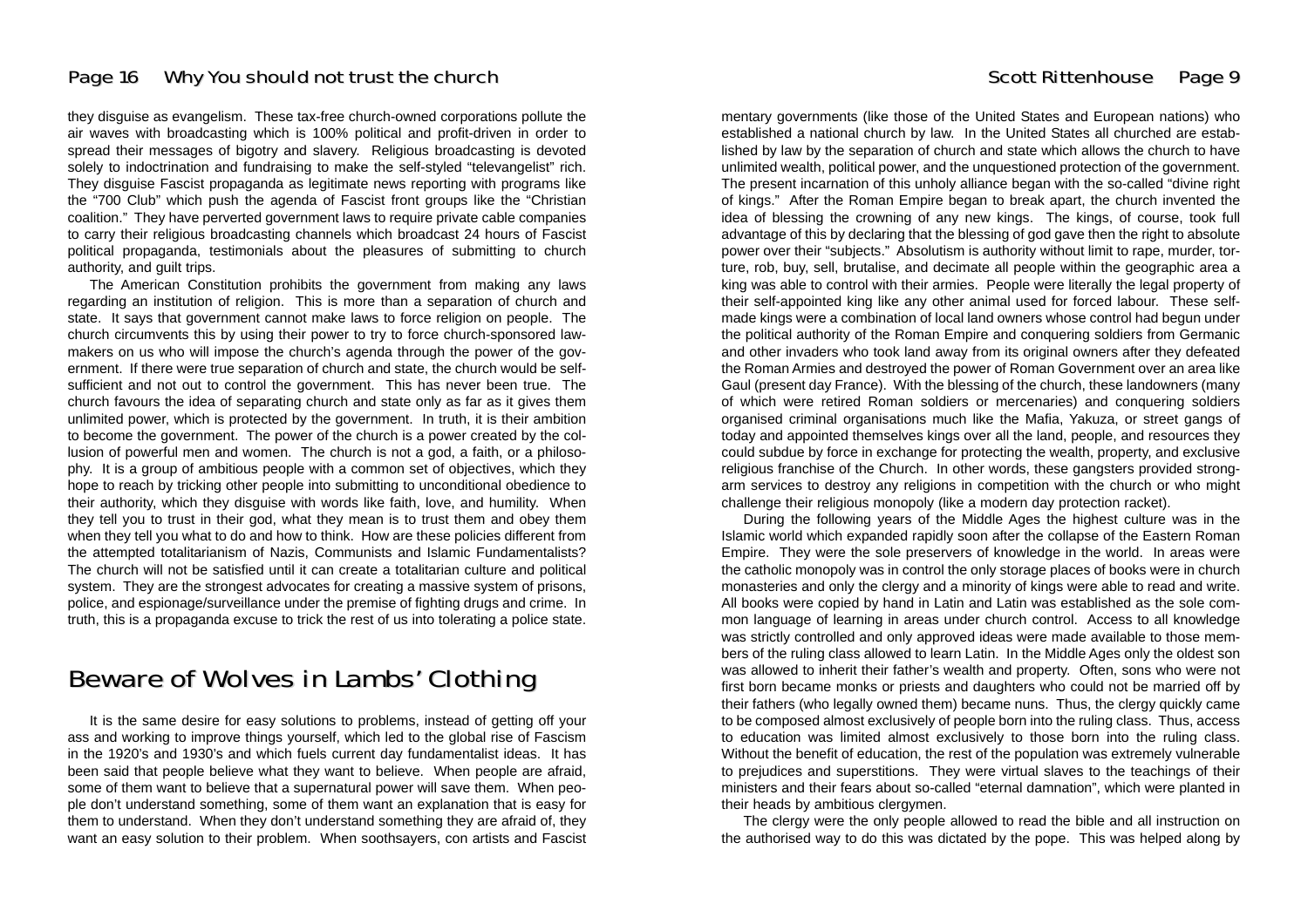they disguise as evangelism. These tax-free church-owned corporations pollute the air waves with broadcasting which is 100% political and profit-driven in order to spread their messages of bigotry and slavery. Religious broadcasting is devoted solely to indoctrination and fundraising to make the self-styled "televangelist" rich. They disguise Fascist propaganda as legitimate news reporting with programs like the "700 Club" which push the agenda of Fascist front groups like the "Christian coalition." They have perverted government laws to require private cable companies to carry their religious broadcasting channels which broadcast 24 hours of Fascist political propaganda, testimonials about the pleasures of submitting to church authority, and guilt trips.

The American Constitution prohibits the government from making any laws regarding an institution of religion. This is more than a separation of church and state. It says that government cannot make laws to force religion on people. The church circumvents this by using their power to try to force church-sponsored lawmakers on us who will impose the church's agenda through the power of the government. If there were true separation of church and state, the church would be self-sufficient and not out to control the government. This has never been true. The church favours the idea of separating church and state only as far as it gives them unlimited power, which is protected by the government. In truth, it is their ambition to become the government. The power of the church is a power created by the collusion of powerful men and women. The church is not a god, a faith, or a philosophy. It is a group of ambitious people with a common set of objectives, which they hope to reach by tricking other people into submitting to unconditional obedience to their authority, which they disguise with words like faith, love, and humility. When they tell you to trust in their god, what they mean is to trust them and obey them when they tell you what to do and how to think. How are these policies different from the attempted totalitarianism of Nazis, Communists and Islamic Fundamentalists? The church will not be satisfied until it can create a totalitarian culture and political system. They are the strongest advocates for creating a massive system of prisons, police, and espionage/surveillance under the premise of fighting drugs and crime. In truth, this is a propaganda excuse to trick the rest of us into tolerating a police state.

## Beware of Wolves in Lambs' Clothing

It is the same desire for easy solutions to problems, instead of getting off your ass and working to improve things yourself, which led to the global rise of Fascism in the 1920's and 1930's and which fuels current day fundamentalist ideas. It has been said that people believe what they want to believe. When people are afraid, some of them want to believe that a supernatural power will save them. When people don't understand something, some of them want an explanation that is easy for them to understand. When they don't understand something they are afraid of, they want an easy solution to their problem. When soothsayers, con artists and Fascist

mentary governments (like those of the United States and European nations) who established a national church by law. In the United States all churched are established by law by the separation of church and state which allows the church to have unlimited wealth, political power, and the unquestioned protection of the government. The present incarnation of this unholy alliance began with the so-called "divine right of kings." After the Roman Empire began to break apart, the church invented the idea of blessing the crowning of any new kings. The kings, of course, took full advantage of this by declaring that the blessing of god gave then the right to absolute power over their "subjects." Absolutism is authority without limit to rape, murder, torture, rob, buy, sell, brutalise, and decimate all people within the geographic area a king was able to control with their armies. People were literally the legal property of their self-appointed king like any other animal used for forced labour. These self-made kings were a combination of local land owners whose control had begun under the political authority of the Roman Empire and conquering soldiers from Germanic and other invaders who took land away from its original owners after they defeated the Roman Armies and destroyed the power of Roman Government over an area like Gaul (present day France). With the blessing of the church, these landowners (many of which were retired Roman soldiers or mercenaries) and conquering soldiers organised criminal organisations much like the Mafia, Yakuza, or street gangs of today and appointed themselves kings over all the land, people, and resources they could subdue by force in exchange for protecting the wealth, property, and exclusive religious franchise of the Church. In other words, these gangsters provided strong-arm services to destroy any religions in competition with the church or who might challenge their religious monopoly (like a modern day protection racket).

During the following years of the Middle Ages the highest culture was in the Islamic world which expanded rapidly soon after the collapse of the Eastern Roman Empire. They were the sole preservers of knowledge in the world. In areas were the catholic monopoly was in control the only storage places of books were in church monasteries and only the clergy and a minority of kings were able to read and write. All books were copied by hand in Latin and Latin was established as the sole common language of learning in areas under church control. Access to all knowledge was strictly controlled and only approved ideas were made available to those members of the ruling class allowed to learn Latin. In the Middle Ages only the oldest son was allowed to inherit their father's wealth and property. Often, sons who were not first born became monks or priests and daughters who could not be married off by their fathers (who legally owned them) became nuns. Thus, the clergy quickly came to be composed almost exclusively of people born into the ruling class. Thus, access to education was limited almost exclusively to those born into the ruling class. Without the benefit of education, the rest of the population was extremely vulnerable to prejudices and superstitions. They were virtual slaves to the teachings of their ministers and their fears about so-called "eternal damnation", which were planted in their heads by ambitious clergymen.

The clergy were the only people allowed to read the bible and all instruction on the authorised way to do this was dictated by the pope. This was helped along by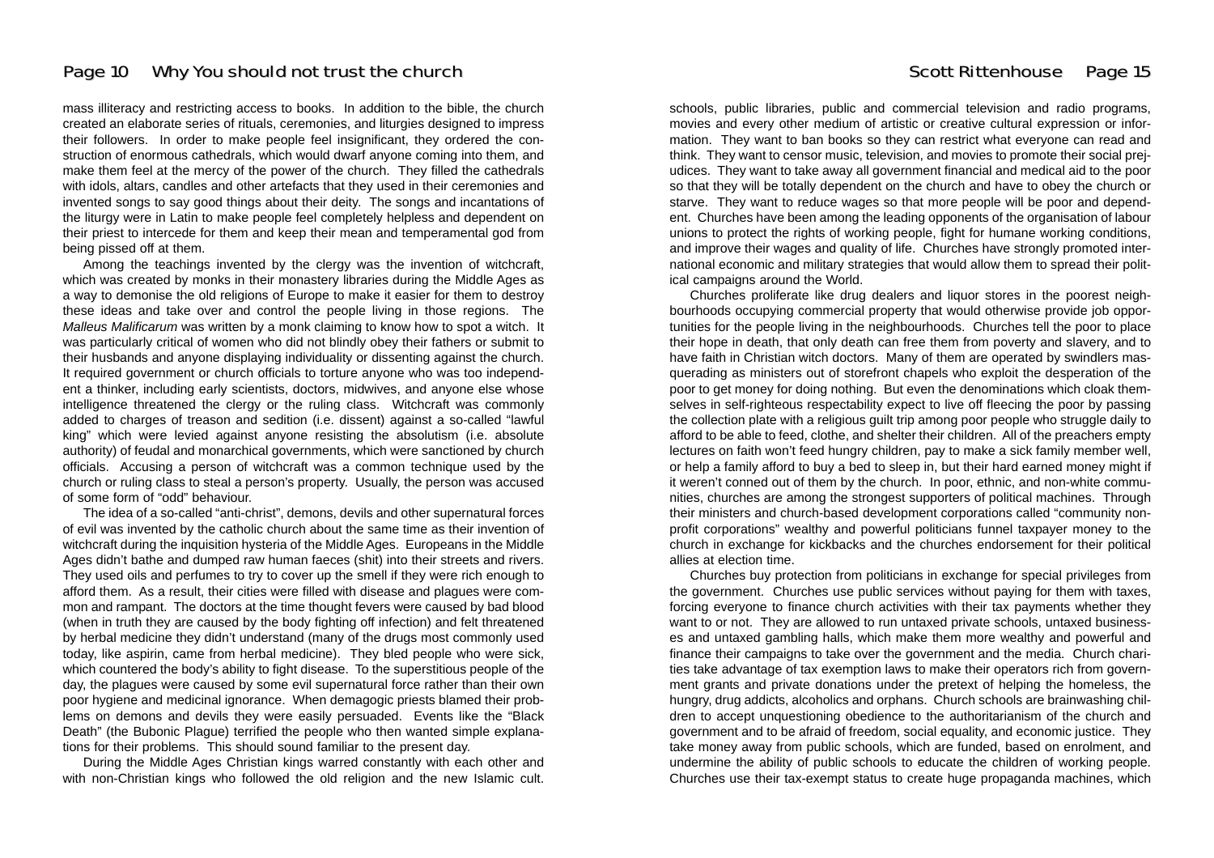mass illiteracy and restricting access to books. In addition to the bible, the church created an elaborate series of rituals, ceremonies, and liturgies designed to impress their followers. In order to make people feel insignificant, they ordered the construction of enormous cathedrals, which would dwarf anyone coming into them, and make them feel at the mercy of the power of the church. They filled the cathedrals with idols, altars, candles and other artefacts that they used in their ceremonies and invented songs to say good things about their deity. The songs and incantations of the liturgy were in Latin to make people feel completely helpless and dependent on their priest to intercede for them and keep their mean and temperamental god from being pissed off at them.

Among the teachings invented by the clergy was the invention of witchcraft, which was created by monks in their monastery libraries during the Middle Ages as a way to demonise the old religions of Europe to make it easier for them to destroy these ideas and take over and control the people living in those regions. The *Malleus Malificarum* was written by a monk claiming to know how to spot a witch. It was particularly critical of women who did not blindly obey their fathers or submit to their husbands and anyone displaying individuality or dissenting against the church. It required government or church officials to torture anyone who was too independent a thinker, including early scientists, doctors, midwives, and anyone else whose intelligence threatened the clergy or the ruling class. Witchcraft was commonly added to charges of treason and sedition (i.e. dissent) against a so-called "lawful king" which were levied against anyone resisting the absolutism (i.e. absolute authority) of feudal and monarchical governments, which were sanctioned by church officials. Accusing a person of witchcraft was a common technique used by the church or ruling class to steal a person's property. Usually, the person was accused of some form of "odd" behaviour.

The idea of a so-called "anti-christ", demons, devils and other supernatural forces of evil was invented by the catholic church about the same time as their invention of witchcraft during the inquisition hysteria of the Middle Ages. Europeans in the Middle Ages didn't bathe and dumped raw human faeces (shit) into their streets and rivers. They used oils and perfumes to try to cover up the smell if they were rich enough to afford them. As a result, their cities were filled with disease and plagues were common and rampant. The doctors at the time thought fevers were caused by bad blood (when in truth they are caused by the body fighting off infection) and felt threatened by herbal medicine they didn't understand (many of the drugs most commonly used today, like aspirin, came from herbal medicine). They bled people who were sick, which countered the body's ability to fight disease. To the superstitious people of the day, the plagues were caused by some evil supernatural force rather than their own poor hygiene and medicinal ignorance. When demagogic priests blamed their problems on demons and devils they were easily persuaded. Events like the "Black Death" (the Bubonic Plague) terrified the people who then wanted simple explanations for their problems. This should sound familiar to the present day.

During the Middle Ages Christian kings warred constantly with each other and with non-Christian kings who followed the old religion and the new Islamic cult.

schools, public libraries, public and commercial television and radio programs, movies and every other medium of artistic or creative cultural expression or information. They want to ban books so they can restrict what everyone can read and think. They want to censor music, television, and movies to promote their social prejudices. They want to take away all government financial and medical aid to the poor so that they will be totally dependent on the church and have to obey the church or starve. They want to reduce wages so that more people will be poor and dependent. Churches have been among the leading opponents of the organisation of labour unions to protect the rights of working people, fight for humane working conditions, and improve their wages and quality of life. Churches have strongly promoted international economic and military strategies that would allow them to spread their political campaigns around the World.

Churches proliferate like drug dealers and liquor stores in the poorest neighbourhoods occupying commercial property that would otherwise provide job opportunities for the people living in the neighbourhoods. Churches tell the poor to place their hope in death, that only death can free them from poverty and slavery, and to have faith in Christian witch doctors. Many of them are operated by swindlers masquerading as ministers out of storefront chapels who exploit the desperation of the poor to get money for doing nothing. But even the denominations which cloak themselves in self-righteous respectability expect to live off fleecing the poor by passing the collection plate with a religious guilt trip among poor people who struggle daily to afford to be able to feed, clothe, and shelter their children. All of the preachers empty lectures on faith won't feed hungry children, pay to make a sick family member well, or help a family afford to buy a bed to sleep in, but their hard earned money might if it weren't conned out of them by the church. In poor, ethnic, and non-white communities, churches are among the strongest supporters of political machines. Through their ministers and church-based development corporations called "community non-profit corporations" wealthy and powerful politicians funnel taxpayer money to the church in exchange for kickbacks and the churches endorsement for their political allies at election time.

Churches buy protection from politicians in exchange for special privileges from the government. Churches use public services without paying for them with taxes, forcing everyone to finance church activities with their tax payments whether they want to or not. They are allowed to run untaxed private schools, untaxed businesses and untaxed gambling halls, which make them more wealthy and powerful and finance their campaigns to take over the government and the media. Church charities take advantage of tax exemption laws to make their operators rich from government grants and private donations under the pretext of helping the homeless, the hungry, drug addicts, alcoholics and orphans. Church schools are brainwashing children to accept unquestioning obedience to the authoritarianism of the church and government and to be afraid of freedom, social equality, and economic justice. They take money away from public schools, which are funded, based on enrolment, and undermine the ability of public schools to educate the children of working people. Churches use their tax-exempt status to create huge propaganda machines, which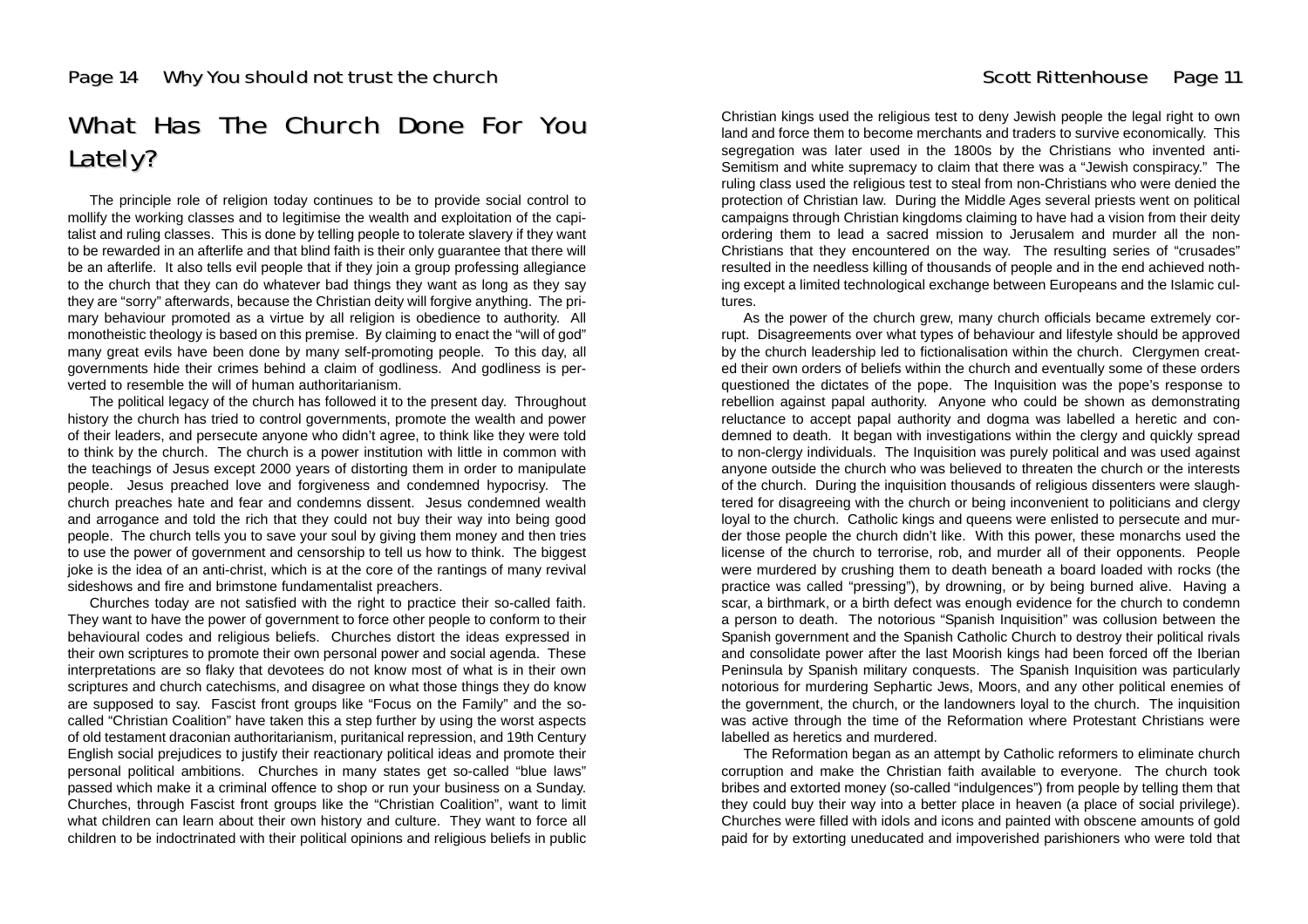# What Has The Church Done For You Lately?

The principle role of religion today continues to be to provide social control to mollify the working classes and to legitimise the wealth and exploitation of the capitalist and ruling classes. This is done by telling people to tolerate slavery if they want to be rewarded in an afterlife and that blind faith is their only guarantee that there will be an afterlife. It also tells evil people that if they join a group professing allegiance to the church that they can do whatever bad things they want as long as they say they are "sorry" afterwards, because the Christian deity will forgive anything. The primary behaviour promoted as a virtue by all religion is obedience to authority. All monotheistic theology is based on this premise. By claiming to enact the "will of god" many great evils have been done by many self-promoting people. To this day, all governments hide their crimes behind a claim of godliness. And godliness is perverted to resemble the will of human authoritarianism.

The political legacy of the church has followed it to the present day. Throughout history the church has tried to control governments, promote the wealth and power of their leaders, and persecute anyone who didn't agree, to think like they were told to think by the church. The church is a power institution with little in common with the teachings of Jesus except 2000 years of distorting them in order to manipulate people. Jesus preached love and forgiveness and condemned hypocrisy. The church preaches hate and fear and condemns dissent. Jesus condemned wealth and arrogance and told the rich that they could not buy their way into being good people. The church tells you to save your soul by giving them money and then tries to use the power of government and censorship to tell us how to think. The biggest joke is the idea of an anti-christ, which is at the core of the rantings of many revival sideshows and fire and brimstone fundamentalist preachers.

Churches today are not satisfied with the right to practice their so-called faith. They want to have the power of government to force other people to conform to their behavioural codes and religious beliefs. Churches distort the ideas expressed in their own scriptures to promote their own personal power and social agenda. These interpretations are so flaky that devotees do not know most of what is in their own scriptures and church catechisms, and disagree on what those things they do know are supposed to say. Fascist front groups like "Focus on the Family" and the so-called "Christian Coalition" have taken this a step further by using the worst aspects of old testament draconian authoritarianism, puritanical repression, and 19th Century English social prejudices to justify their reactionary political ideas and promote their personal political ambitions. Churches in many states get so-called "blue laws" passed which make it a criminal offence to shop or run your business on a Sunday. Churches, through Fascist front groups like the "Christian Coalition", want to limit what children can learn about their own history and culture. They want to force all children to be indoctrinated with their political opinions and religious beliefs in public

Christian kings used the religious test to deny Jewish people the legal right to own land and force them to become merchants and traders to survive economically. This segregation was later used in the 1800s by the Christians who invented anti-Semitism and white supremacy to claim that there was a "Jewish conspiracy." The ruling class used the religious test to steal from non-Christians who were denied the protection of Christian law. During the Middle Ages several priests went on political campaigns through Christian kingdoms claiming to have had a vision from their deity ordering them to lead a sacred mission to Jerusalem and murder all the non-Christians that they encountered on the way. The resulting series of "crusades" resulted in the needless killing of thousands of people and in the end achieved nothing except a limited technological exchange between Europeans and the Islamic cultures.

As the power of the church grew, many church officials became extremely corrupt. Disagreements over what types of behaviour and lifestyle should be approved by the church leadership led to fictionalisation within the church. Clergymen created their own orders of beliefs within the church and eventually some of these orders questioned the dictates of the pope. The Inquisition was the pope's response to rebellion against papal authority. Anyone who could be shown as demonstrating reluctance to accept papal authority and dogma was labelled a heretic and condemned to death. It began with investigations within the clergy and quickly spread to non-clergy individuals. The Inquisition was purely political and was used against anyone outside the church who was believed to threaten the church or the interests of the church. During the inquisition thousands of religious dissenters were slaughtered for disagreeing with the church or being inconvenient to politicians and clergy loyal to the church. Catholic kings and queens were enlisted to persecute and murder those people the church didn't like. With this power, these monarchs used the license of the church to terrorise, rob, and murder all of their opponents. People were murdered by crushing them to death beneath a board loaded with rocks (the practice was called "pressing"), by drowning, or by being burned alive. Having a scar, a birthmark, or a birth defect was enough evidence for the church to condemn a person to death. The notorious "Spanish Inquisition" was collusion between the Spanish government and the Spanish Catholic Church to destroy their political rivals and consolidate power after the last Moorish kings had been forced off the Iberian Peninsula by Spanish military conquests. The Spanish Inquisition was particularly notorious for murdering Sephartic Jews, Moors, and any other political enemies of the government, the church, or the landowners loyal to the church. The inquisition was active through the time of the Reformation where Protestant Christians were labelled as heretics and murdered.

The Reformation began as an attempt by Catholic reformers to eliminate church corruption and make the Christian faith available to everyone. The church took bribes and extorted money (so-called "indulgences") from people by telling them that they could buy their way into a better place in heaven (a place of social privilege). Churches were filled with idols and icons and painted with obscene amounts of gold paid for by extorting uneducated and impoverished parishioners who were told that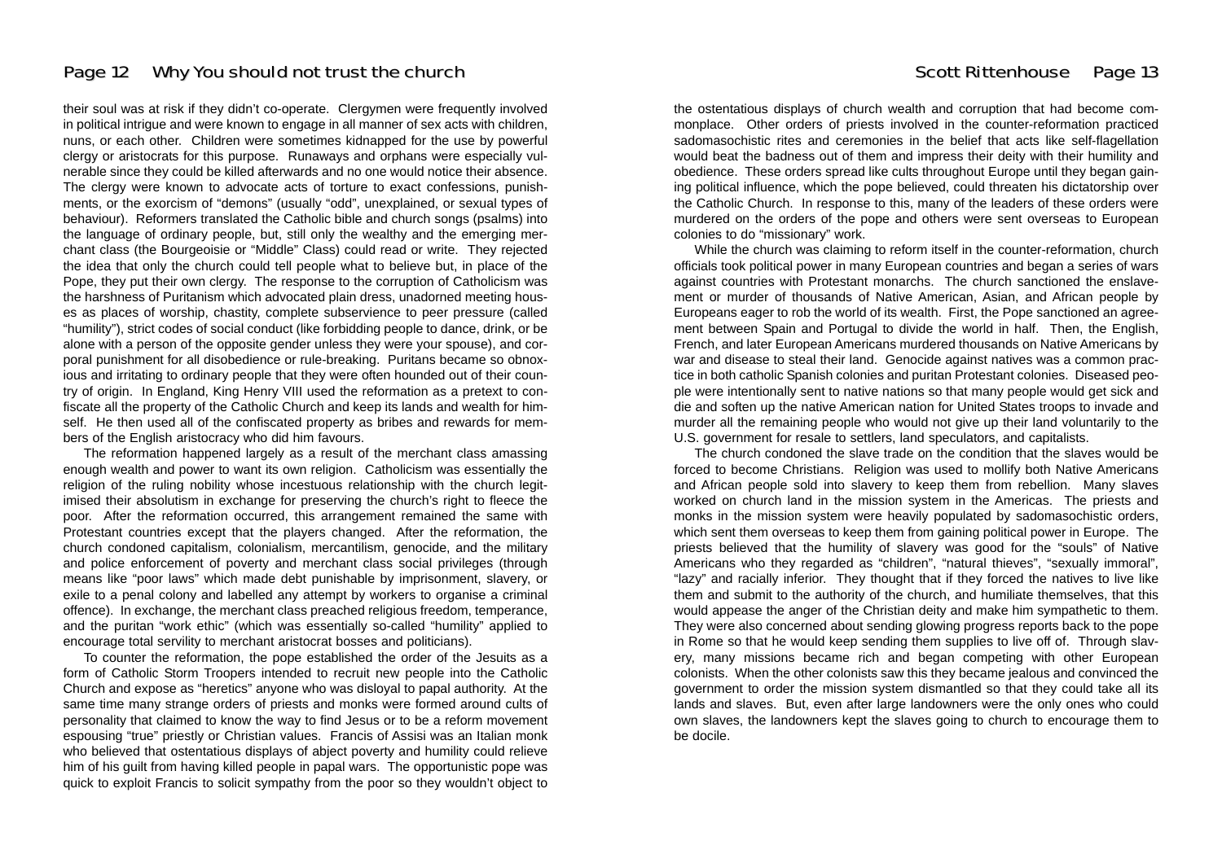their soul was at risk if they didn't co-operate. Clergymen were frequently involved in political intrigue and were known to engage in all manner of sex acts with children, nuns, or each other. Children were sometimes kidnapped for the use by powerful clergy or aristocrats for this purpose. Runaways and orphans were especially vulnerable since they could be killed afterwards and no one would notice their absence. The clergy were known to advocate acts of torture to exact confessions, punishments, or the exorcism of "demons" (usually "odd", unexplained, or sexual types of behaviour). Reformers translated the Catholic bible and church songs (psalms) into the language of ordinary people, but, still only the wealthy and the emerging merchant class (the Bourgeoisie or "Middle" Class) could read or write. They rejected the idea that only the church could tell people what to believe but, in place of the Pope, they put their own clergy. The response to the corruption of Catholicism was the harshness of Puritanism which advocated plain dress, unadorned meeting houses as places of worship, chastity, complete subservience to peer pressure (called "humility"), strict codes of social conduct (like forbidding people to dance, drink, or be alone with a person of the opposite gender unless they were your spouse), and corporal punishment for all disobedience or rule-breaking. Puritans became so obnoxious and irritating to ordinary people that they were often hounded out of their country of origin. In England, King Henry VIII used the reformation as a pretext to confiscate all the property of the Catholic Church and keep its lands and wealth for himself. He then used all of the confiscated property as bribes and rewards for members of the English aristocracy who did him favours.

The reformation happened largely as a result of the merchant class amassing enough wealth and power to want its own religion. Catholicism was essentially the religion of the ruling nobility whose incestuous relationship with the church legitimised their absolutism in exchange for preserving the church's right to fleece the poor. After the reformation occurred, this arrangement remained the same with Protestant countries except that the players changed. After the reformation, the church condoned capitalism, colonialism, mercantilism, genocide, and the military and police enforcement of poverty and merchant class social privileges (through means like "poor laws" which made debt punishable by imprisonment, slavery, or exile to a penal colony and labelled any attempt by workers to organise a criminal offence). In exchange, the merchant class preached religious freedom, temperance, and the puritan "work ethic" (which was essentially so-called "humility" applied to encourage total servility to merchant aristocrat bosses and politicians).

To counter the reformation, the pope established the order of the Jesuits as a form of Catholic Storm Troopers intended to recruit new people into the Catholic Church and expose as "heretics" anyone who was disloyal to papal authority. At the same time many strange orders of priests and monks were formed around cults of personality that claimed to know the way to find Jesus or to be a reform movement espousing "true" priestly or Christian values. Francis of Assisi was an Italian monk who believed that ostentatious displays of abject poverty and humility could relieve him of his guilt from having killed people in papal wars. The opportunistic pope was quick to exploit Francis to solicit sympathy from the poor so they wouldn't object to the ostentatious displays of church wealth and corruption that had become commonplace. Other orders of priests involved in the counter-reformation practiced sadomasochistic rites and ceremonies in the belief that acts like self-flagellation would beat the badness out of them and impress their deity with their humility and obedience. These orders spread like cults throughout Europe until they began gaining political influence, which the pope believed, could threaten his dictatorship over the Catholic Church. In response to this, many of the leaders of these orders were murdered on the orders of the pope and others were sent overseas to European colonies to do "missionary" work.

While the church was claiming to reform itself in the counter-reformation, church officials took political power in many European countries and began a series of wars against countries with Protestant monarchs. The church sanctioned the enslavement or murder of thousands of Native American, Asian, and African people by Europeans eager to rob the world of its wealth. First, the Pope sanctioned an agreement between Spain and Portugal to divide the world in half. Then, the English, French, and later European Americans murdered thousands on Native Americans by war and disease to steal their land. Genocide against natives was a common practice in both catholic Spanish colonies and puritan Protestant colonies. Diseased people were intentionally sent to native nations so that many people would get sick and die and soften up the native American nation for United States troops to invade and murder all the remaining people who would not give up their land voluntarily to the U.S. government for resale to settlers, land speculators, and capitalists.

The church condoned the slave trade on the condition that the slaves would be forced to become Christians. Religion was used to mollify both Native Americans and African people sold into slavery to keep them from rebellion. Many slaves worked on church land in the mission system in the Americas. The priests and monks in the mission system were heavily populated by sadomasochistic orders, which sent them overseas to keep them from gaining political power in Europe. The priests believed that the humility of slavery was good for the "souls" of Native Americans who they regarded as "children", "natural thieves", "sexually immoral", "lazy" and racially inferior. They thought that if they forced the natives to live like them and submit to the authority of the church, and humiliate themselves, that this would appease the anger of the Christian deity and make him sympathetic to them. They were also concerned about sending glowing progress reports back to the pope in Rome so that he would keep sending them supplies to live off of. Through slavery, many missions became rich and began competing with other European colonists. When the other colonists saw this they became jealous and convinced the government to order the mission system dismantled so that they could take all its lands and slaves. But, even after large landowners were the only ones who could own slaves, the landowners kept the slaves going to church to encourage them to be docile.